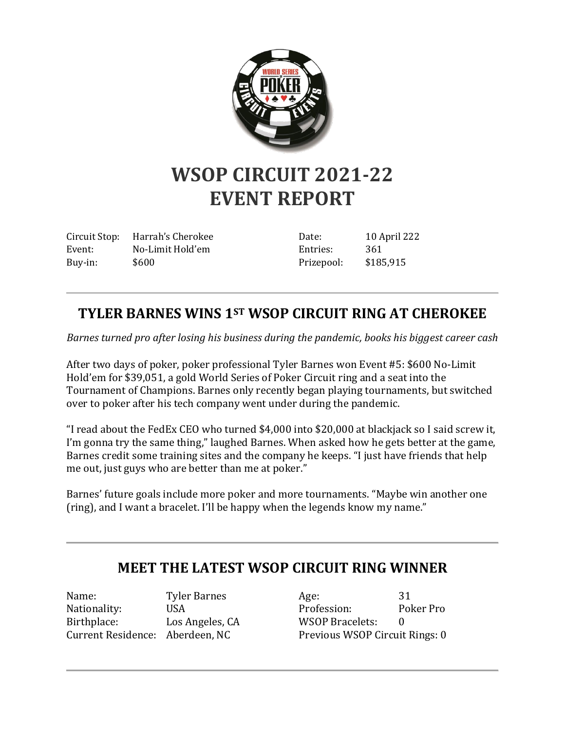# WSOP CIRCUIT 2021-22
# EVENT REPORT

| | | | |
|---|---|---|---|
| Circuit Stop: | Harrah's Cherokee | Date: | 10 April 222 |
| Event: | No-Limit Hold'em | Entries: | 361 |
| Buy-in: | $600 | Prizepool: | $185,915 |

---

## TYLER BARNES WINS 1ST WSOP CIRCUIT RING AT CHEROKEE

*Barnes turned pro after losing his business during the pandemic, books his biggest career cash*

After two days of poker, poker professional Tyler Barnes won Event #5: $600 No-Limit Hold'em for $39,051, a gold World Series of Poker Circuit ring and a seat into the Tournament of Champions. Barnes only recently began playing tournaments, but switched over to poker after his tech company went under during the pandemic.

"I read about the FedEx CEO who turned $4,000 into $20,000 at blackjack so I said screw it, I'm gonna try the same thing," laughed Barnes. When asked how he gets better at the game, Barnes credit some training sites and the company he keeps. "I just have friends that help me out, just guys who are better than me at poker."

Barnes' future goals include more poker and more tournaments. "Maybe win another one (ring), and I want a bracelet. I'll be happy when the legends know my name."

---

## MEET THE LATEST WSOP CIRCUIT RING WINNER

| | | | |
|---|---|---|---|
| Name: | Tyler Barnes | Age: | 31 |
| Nationality: | USA | Profession: | Poker Pro |
| Birthplace: | Los Angeles, CA | WSOP Bracelets: | 0 |
| Current Residence: | Aberdeen, NC | Previous WSOP Circuit Rings: | 0 |

---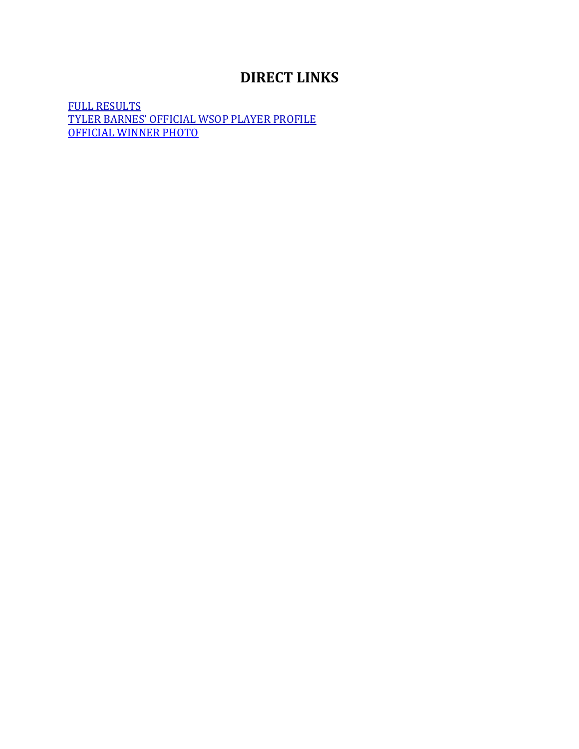## DIRECT LINKS

FULL RESULTS
TYLER BARNES' OFFICIAL WSOP PLAYER PROFILE
OFFICIAL WINNER PHOTO